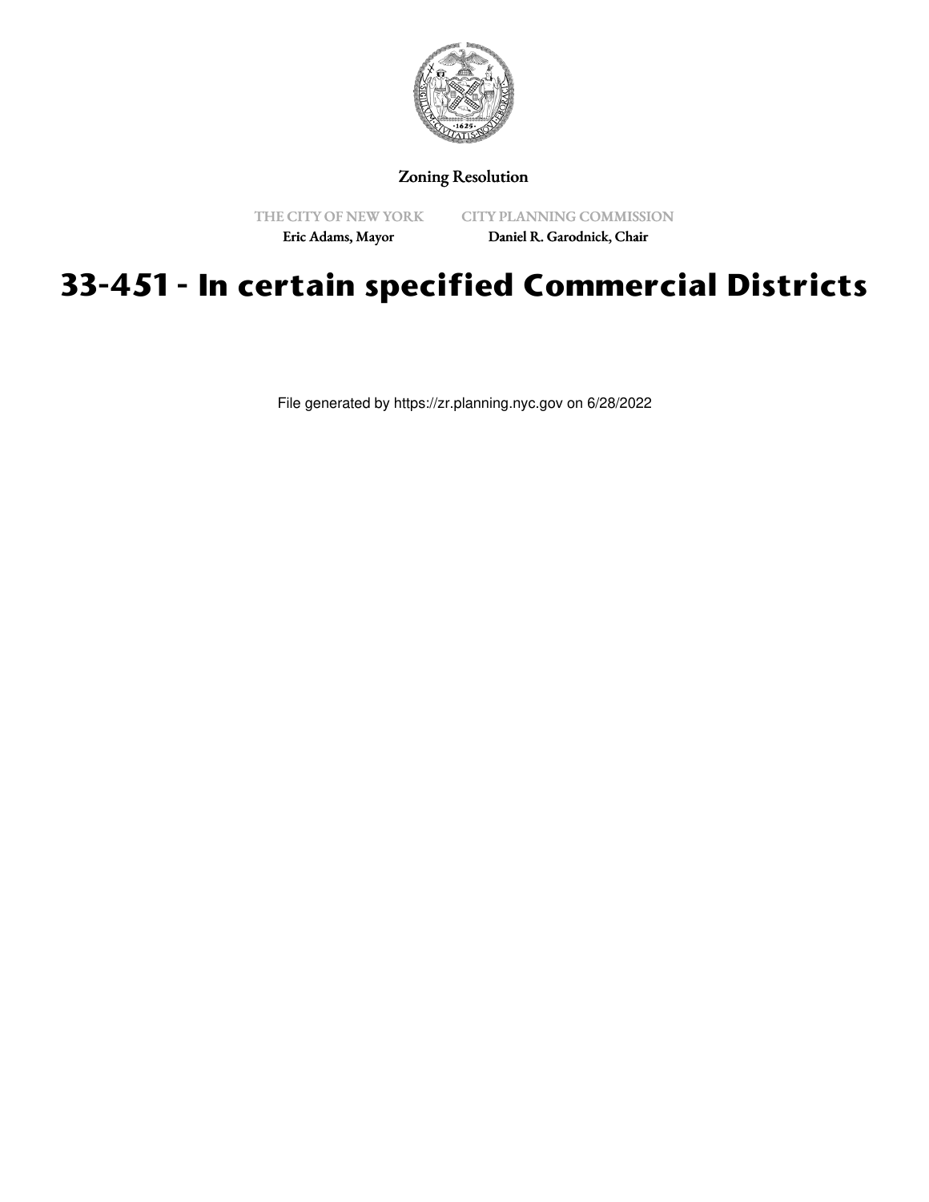Zoning Resolution

THE CITY OF NEW YORK
Eric Adams, Mayor

CITY PLANNING COMMISSION
Daniel R. Garodnick, Chair

# 33-451 - In certain specified Commercial Districts

File generated by https://zr.planning.nyc.gov on 6/28/2022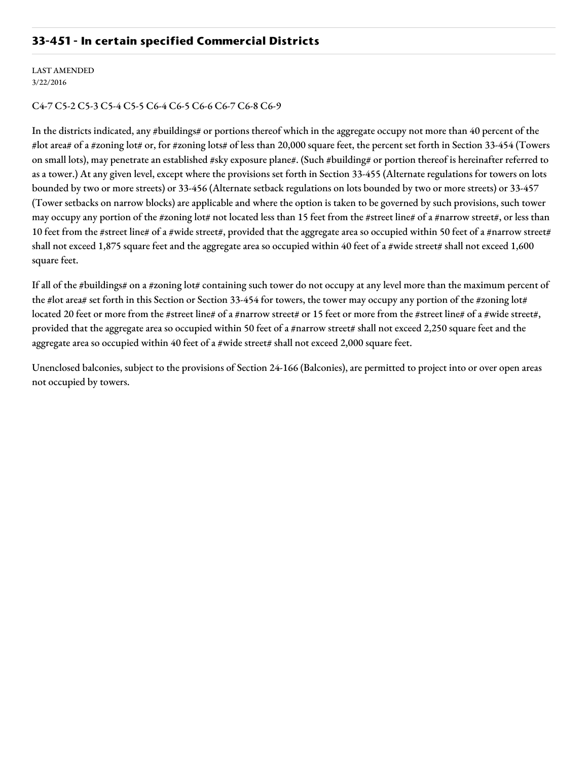## 33-451 - In certain specified Commercial Districts

LAST AMENDED
3/22/2016

C4-7 C5-2 C5-3 C5-4 C5-5 C6-4 C6-5 C6-6 C6-7 C6-8 C6-9

In the districts indicated, any #buildings# or portions thereof which in the aggregate occupy not more than 40 percent of the #lot area# of a #zoning lot# or, for #zoning lots# of less than 20,000 square feet, the percent set forth in Section 33-454 (Towers on small lots), may penetrate an established #sky exposure plane#. (Such #building# or portion thereof is hereinafter referred to as a tower.) At any given level, except where the provisions set forth in Section 33-455 (Alternate regulations for towers on lots bounded by two or more streets) or 33-456 (Alternate setback regulations on lots bounded by two or more streets) or 33-457 (Tower setbacks on narrow blocks) are applicable and where the option is taken to be governed by such provisions, such tower may occupy any portion of the #zoning lot# not located less than 15 feet from the #street line# of a #narrow street#, or less than 10 feet from the #street line# of a #wide street#, provided that the aggregate area so occupied within 50 feet of a #narrow street# shall not exceed 1,875 square feet and the aggregate area so occupied within 40 feet of a #wide street# shall not exceed 1,600 square feet.

If all of the #buildings# on a #zoning lot# containing such tower do not occupy at any level more than the maximum percent of the #lot area# set forth in this Section or Section 33-454 for towers, the tower may occupy any portion of the #zoning lot# located 20 feet or more from the #street line# of a #narrow street# or 15 feet or more from the #street line# of a #wide street#, provided that the aggregate area so occupied within 50 feet of a #narrow street# shall not exceed 2,250 square feet and the aggregate area so occupied within 40 feet of a #wide street# shall not exceed 2,000 square feet.

Unenclosed balconies, subject to the provisions of Section 24-166 (Balconies), are permitted to project into or over open areas not occupied by towers.